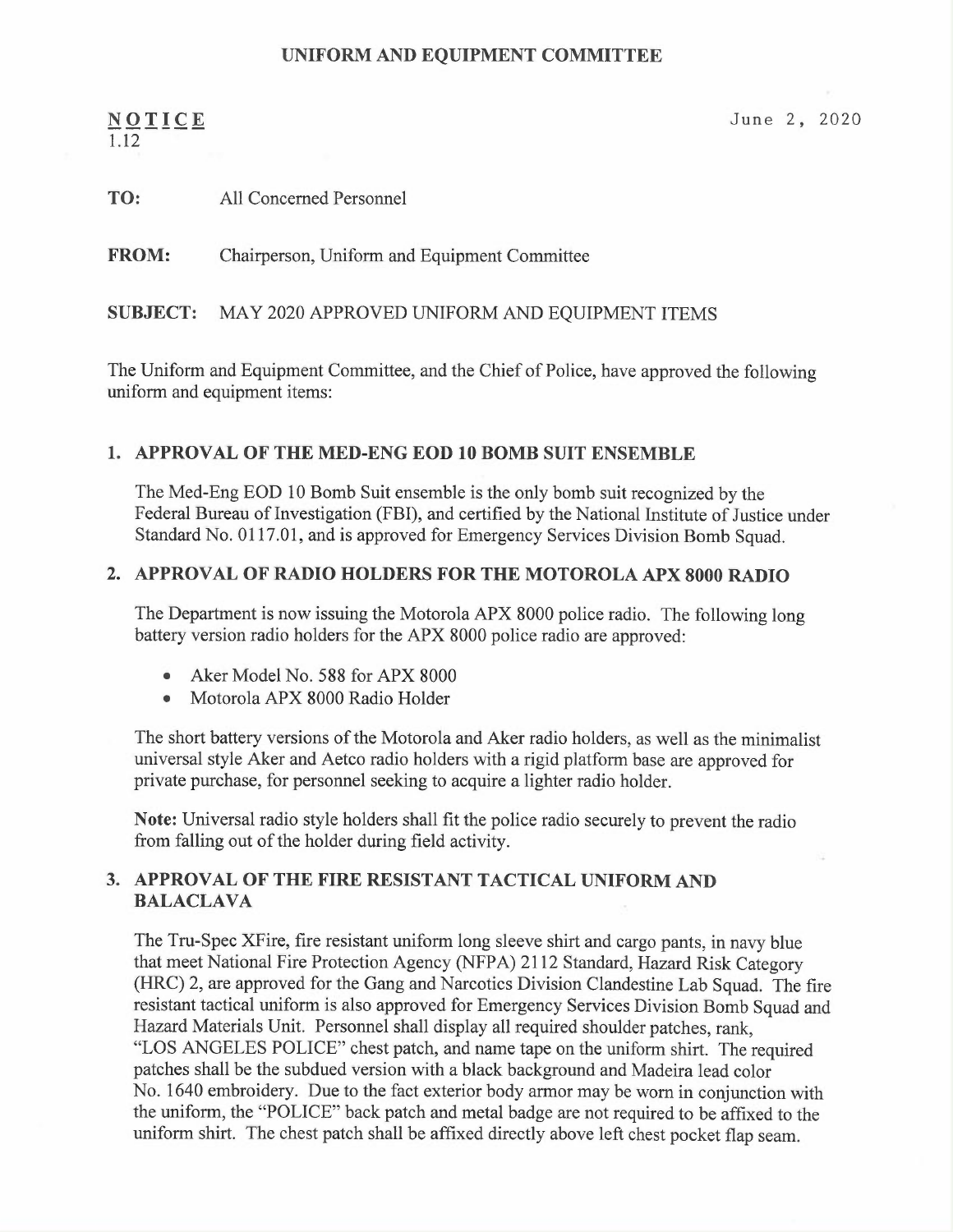# UNIFORM AND EQUIPMENT COMMITTEE

**NOTICE**
1.12

June 2, 2020

**TO:** All Concerned Personnel

**FROM:** Chairperson, Uniform and Equipment Committee

**SUBJECT:** MAY 2020 APPROVED UNIFORM AND EQUIPMENT ITEMS

The Uniform and Equipment Committee, and the Chief of Police, have approved the following uniform and equipment items:

## 1. APPROVAL OF THE MED-ENG EOD 10 BOMB SUIT ENSEMBLE

The Med-Eng EOD 10 Bomb Suit ensemble is the only bomb suit recognized by the Federal Bureau of Investigation (FBI), and certified by the National Institute of Justice under Standard No. 0117.01, and is approved for Emergency Services Division Bomb Squad.

## 2. APPROVAL OF RADIO HOLDERS FOR THE MOTOROLA APX 8000 RADIO

The Department is now issuing the Motorola APX 8000 police radio. The following long battery version radio holders for the APX 8000 police radio are approved:

- Aker Model No. 588 for APX 8000
- Motorola APX 8000 Radio Holder

The short battery versions of the Motorola and Aker radio holders, as well as the minimalist universal style Aker and Aetco radio holders with a rigid platform base are approved for private purchase, for personnel seeking to acquire a lighter radio holder.

**Note:** Universal radio style holders shall fit the police radio securely to prevent the radio from falling out of the holder during field activity.

## 3. APPROVAL OF THE FIRE RESISTANT TACTICAL UNIFORM AND BALACLAVA

The Tru-Spec XFire, fire resistant uniform long sleeve shirt and cargo pants, in navy blue that meet National Fire Protection Agency (NFPA) 2112 Standard, Hazard Risk Category (HRC) 2, are approved for the Gang and Narcotics Division Clandestine Lab Squad. The fire resistant tactical uniform is also approved for Emergency Services Division Bomb Squad and Hazard Materials Unit. Personnel shall display all required shoulder patches, rank, "LOS ANGELES POLICE" chest patch, and name tape on the uniform shirt. The required patches shall be the subdued version with a black background and Madeira lead color No. 1640 embroidery. Due to the fact exterior body armor may be worn in conjunction with the uniform, the "POLICE" back patch and metal badge are not required to be affixed to the uniform shirt. The chest patch shall be affixed directly above left chest pocket flap seam.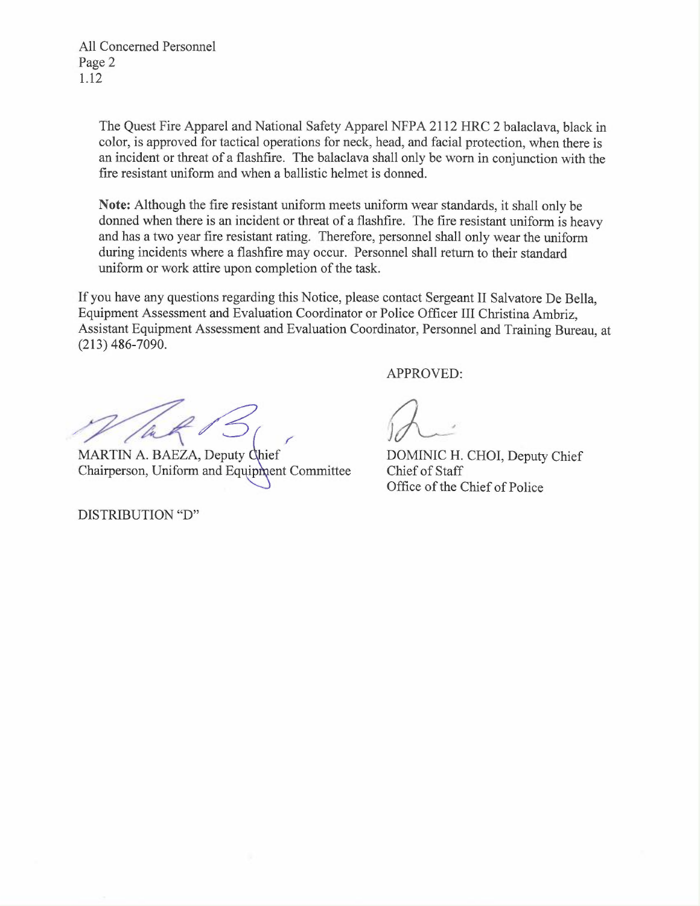All Concerned Personnel
Page 2
1.12

The Quest Fire Apparel and National Safety Apparel NFPA 2112 HRC 2 balaclava, black in color, is approved for tactical operations for neck, head, and facial protection, when there is an incident or threat of a flashfire. The balaclava shall only be worn in conjunction with the fire resistant uniform and when a ballistic helmet is donned.

**Note:** Although the fire resistant uniform meets uniform wear standards, it shall only be donned when there is an incident or threat of a flashfire. The fire resistant uniform is heavy and has a two year fire resistant rating. Therefore, personnel shall only wear the uniform during incidents where a flashfire may occur. Personnel shall return to their standard uniform or work attire upon completion of the task.

If you have any questions regarding this Notice, please contact Sergeant II Salvatore De Bella, Equipment Assessment and Evaluation Coordinator or Police Officer III Christina Ambriz, Assistant Equipment Assessment and Evaluation Coordinator, Personnel and Training Bureau, at (213) 486-7090.

APPROVED:

MARTIN A. BAEZA, Deputy Chief
Chairperson, Uniform and Equipment Committee

DOMINIC H. CHOI, Deputy Chief
Chief of Staff
Office of the Chief of Police

DISTRIBUTION "D"